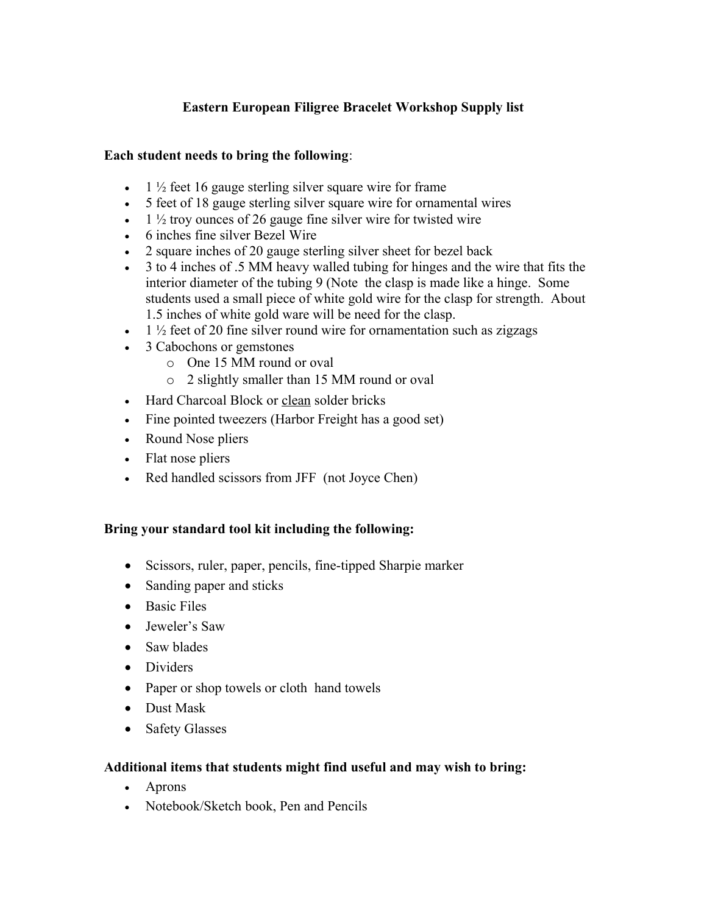# Eastern European Filigree Bracelet Workshop Supply list

**Each student needs to bring the following**:

- 1 ½ feet 16 gauge sterling silver square wire for frame
- 5 feet of 18 gauge sterling silver square wire for ornamental wires
- 1 ½ troy ounces of 26 gauge fine silver wire for twisted wire
- 6 inches fine silver Bezel Wire
- 2 square inches of 20 gauge sterling silver sheet for bezel back
- 3 to 4 inches of .5 MM heavy walled tubing for hinges and the wire that fits the interior diameter of the tubing 9 (Note the clasp is made like a hinge. Some students used a small piece of white gold wire for the clasp for strength. About 1.5 inches of white gold ware will be need for the clasp.
- 1 ½ feet of 20 fine silver round wire for ornamentation such as zigzags
- 3 Cabochons or gemstones
  - One 15 MM round or oval
  - 2 slightly smaller than 15 MM round or oval
- Hard Charcoal Block or <u>clean</u> solder bricks
- Fine pointed tweezers (Harbor Freight has a good set)
- Round Nose pliers
- Flat nose pliers
- Red handled scissors from JFF (not Joyce Chen)

**Bring your standard tool kit including the following:**

- Scissors, ruler, paper, pencils, fine-tipped Sharpie marker
- Sanding paper and sticks
- Basic Files
- Jeweler's Saw
- Saw blades
- Dividers
- Paper or shop towels or cloth hand towels
- Dust Mask
- Safety Glasses

**Additional items that students might find useful and may wish to bring:**

- Aprons
- Notebook/Sketch book, Pen and Pencils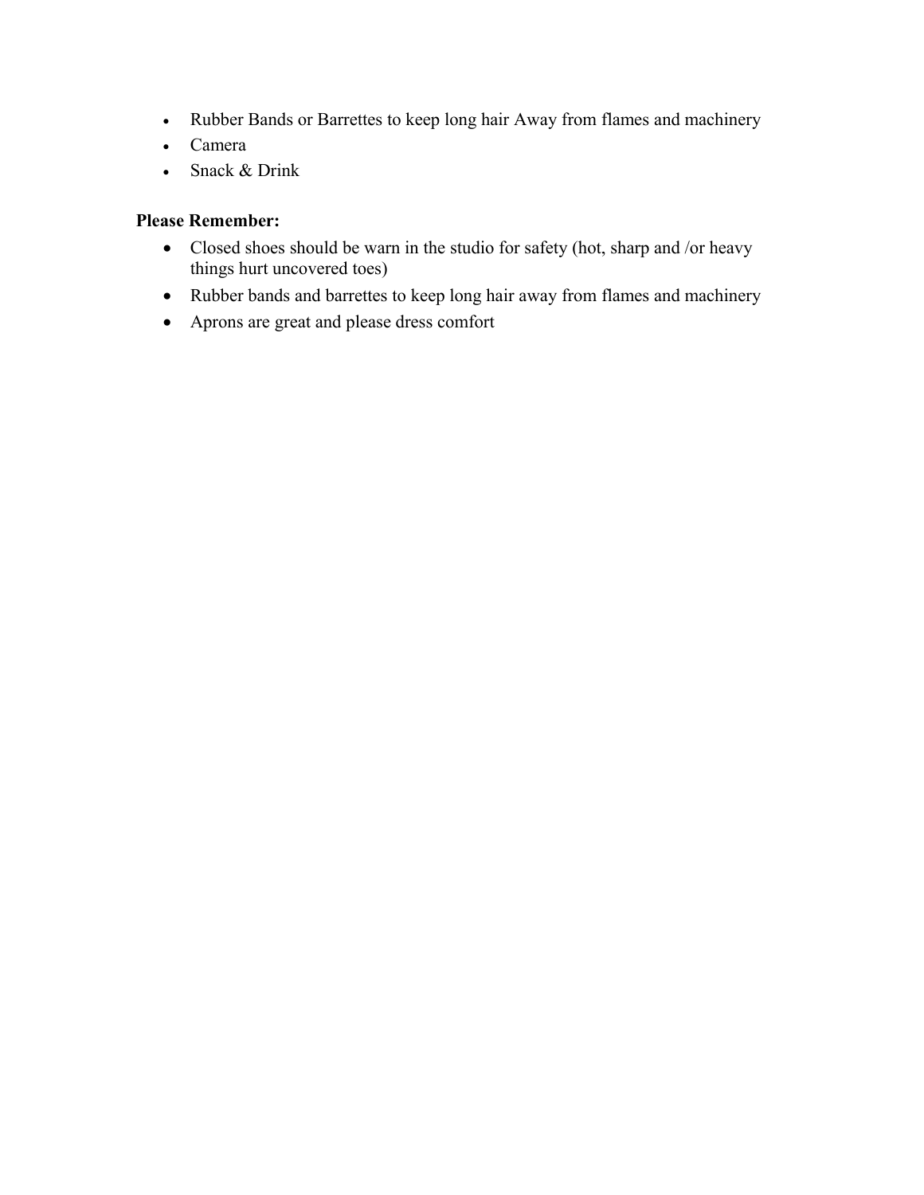- Rubber Bands or Barrettes to keep long hair Away from flames and machinery
- Camera
- Snack & Drink

**Please Remember:**

- Closed shoes should be warn in the studio for safety (hot, sharp and /or heavy things hurt uncovered toes)
- Rubber bands and barrettes to keep long hair away from flames and machinery
- Aprons are great and please dress comfort